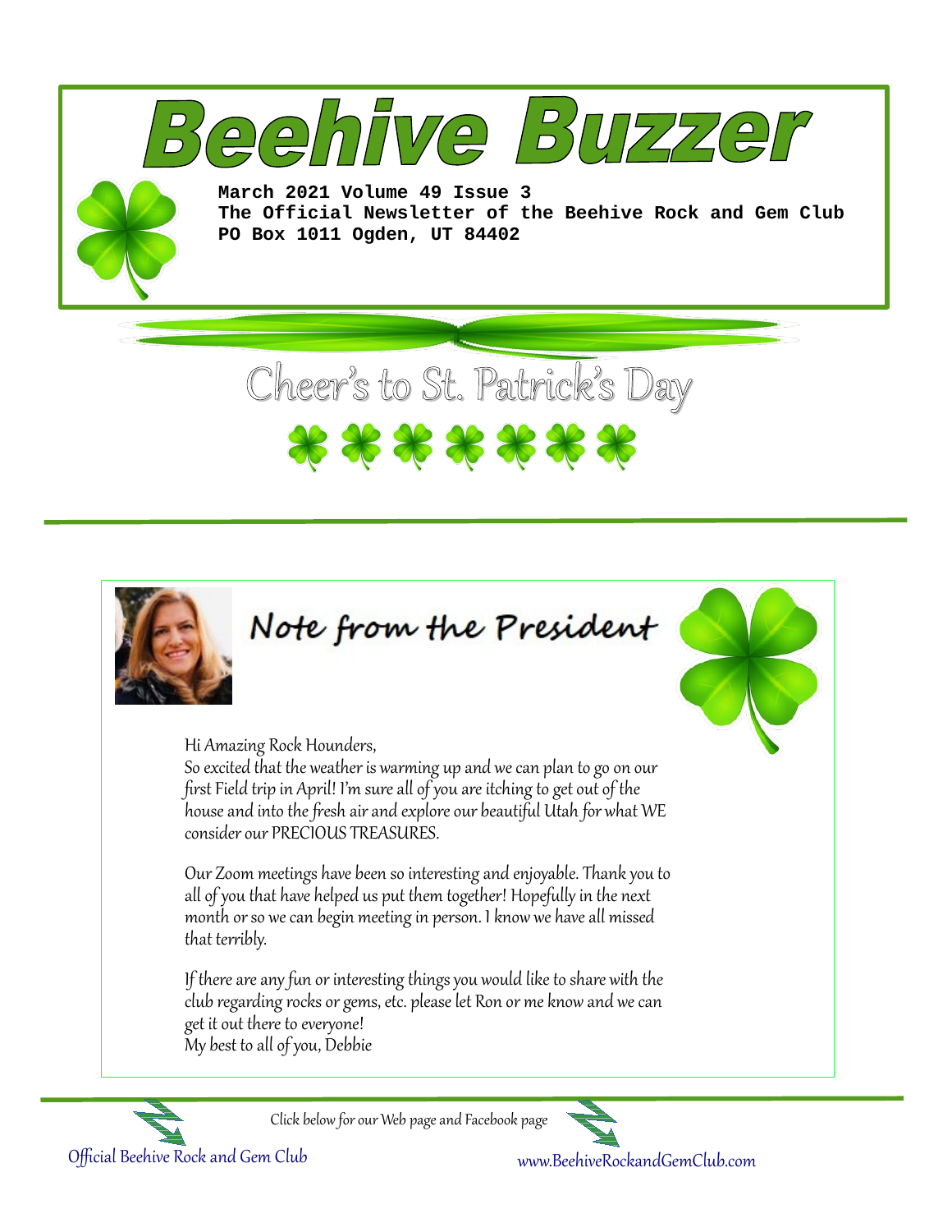# Beehive Buzzer

**March 2021 Volume 49 Issue 3**
**The Official Newsletter of the Beehive Rock and Gem Club**
**PO Box 1011 Ogden, UT 84402**

## Cheer's to St. Patrick's Day

## Note from the President

Hi Amazing Rock Hounders,
So excited that the weather is warming up and we can plan to go on our first Field trip in April! I'm sure all of you are itching to get out of the house and into the fresh air and explore our beautiful Utah for what WE consider our PRECIOUS TREASURES.

Our Zoom meetings have been so interesting and enjoyable. Thank you to all of you that have helped us put them together! Hopefully in the next month or so we can begin meeting in person. I know we have all missed that terribly.

If there are any fun or interesting things you would like to share with the club regarding rocks or gems, etc. please let Ron or me know and we can get it out there to everyone!
My best to all of you, Debbie

Click below for our Web page and Facebook page

Official Beehive Rock and Gem Club

www.BeehiveRockandGemClub.com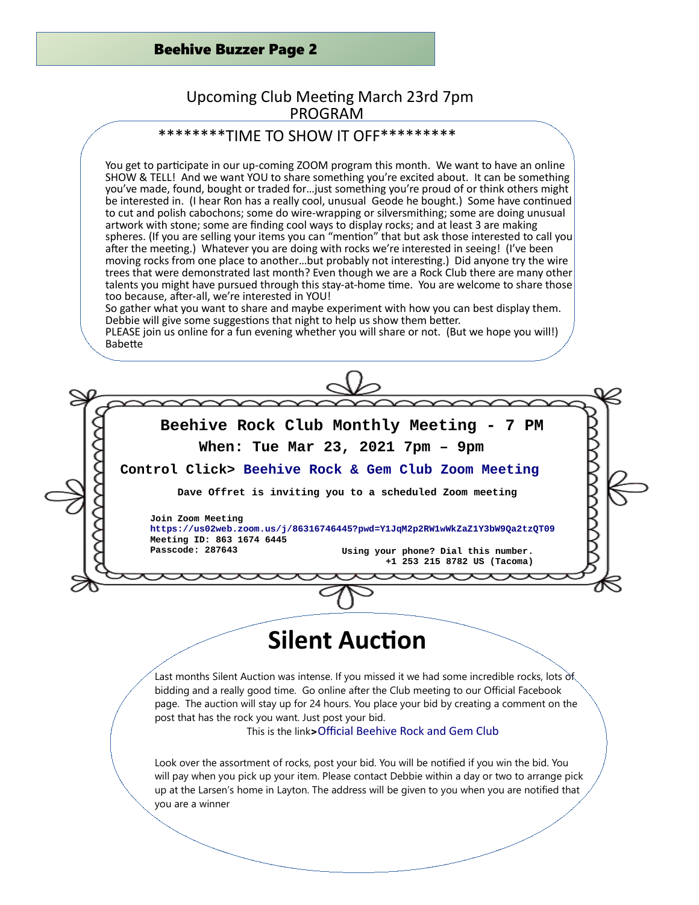## Upcoming Club Meeting March 23rd 7pm

PROGRAM

********TIME TO SHOW IT OFF*********

You get to participate in our up-coming ZOOM program this month. We want to have an online SHOW & TELL! And we want YOU to share something you're excited about. It can be something you've made, found, bought or traded for…just something you're proud of or think others might be interested in. (I hear Ron has a really cool, unusual Geode he bought.) Some have continued to cut and polish cabochons; some do wire-wrapping or silversmithing; some are doing unusual artwork with stone; some are finding cool ways to display rocks; and at least 3 are making spheres. (If you are selling your items you can "mention" that but ask those interested to call you after the meeting.) Whatever you are doing with rocks we're interested in seeing! (I've been moving rocks from one place to another…but probably not interesting.) Did anyone try the wire trees that were demonstrated last month? Even though we are a Rock Club there are many other talents you might have pursued through this stay-at-home time. You are welcome to share those too because, after-all, we're interested in YOU!

So gather what you want to share and maybe experiment with how you can best display them. Debbie will give some suggestions that night to help us show them better.

PLEASE join us online for a fun evening whether you will share or not. (But we hope you will!)

Babette

**Beehive Rock Club Monthly Meeting - 7 PM**

**When: Tue Mar 23, 2021 7pm – 9pm**

**Control Click> Beehive Rock & Gem Club Zoom Meeting**

**Dave Offret is inviting you to a scheduled Zoom meeting**

**Join Zoom Meeting**
https://us02web.zoom.us/j/86316746445?pwd=Y1JqM2p2RW1wWkZaZ1Y3bW9Qa2tzQT09
**Meeting ID: 863 1674 6445**
**Passcode: 287643**

**Using your phone? Dial this number.**
**+1 253 215 8782 US (Tacoma)**

# Silent Auction

Last months Silent Auction was intense. If you missed it we had some incredible rocks, lots of bidding and a really good time. Go online after the Club meeting to our Official Facebook page. The auction will stay up for 24 hours. You place your bid by creating a comment on the post that has the rock you want. Just post your bid.

This is the link>Official Beehive Rock and Gem Club

Look over the assortment of rocks, post your bid. You will be notified if you win the bid. You will pay when you pick up your item. Please contact Debbie within a day or two to arrange pick up at the Larsen's home in Layton. The address will be given to you when you are notified that you are a winner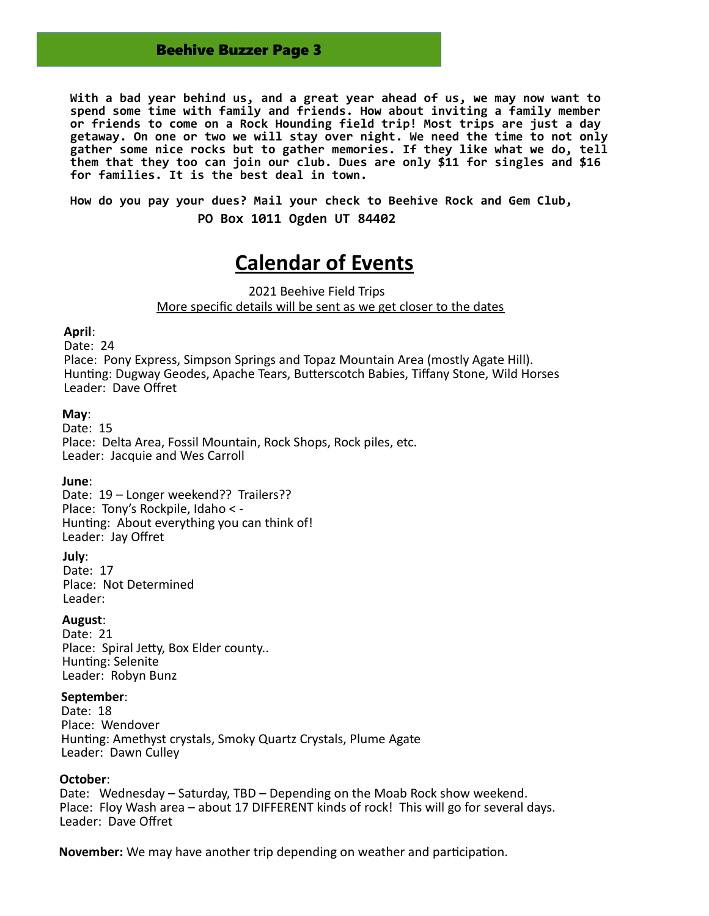**With a bad year behind us, and a great year ahead of us, we may now want to spend some time with family and friends. How about inviting a family member or friends to come on a Rock Hounding field trip! Most trips are just a day getaway. On one or two we will stay over night. We need the time to not only gather some nice rocks but to gather memories. If they like what we do, tell them that they too can join our club. Dues are only $11 for singles and $16 for families. It is the best deal in town.**

**How do you pay your dues? Mail your check to Beehive Rock and Gem Club,**

**PO Box 1011 Ogden UT 84402**

# Calendar of Events

2021 Beehive Field Trips

More specific details will be sent as we get closer to the dates

**April**:
Date: 24
Place: Pony Express, Simpson Springs and Topaz Mountain Area (mostly Agate Hill).
Hunting: Dugway Geodes, Apache Tears, Butterscotch Babies, Tiffany Stone, Wild Horses
Leader: Dave Offret

**May**:
Date: 15
Place: Delta Area, Fossil Mountain, Rock Shops, Rock piles, etc.
Leader: Jacquie and Wes Carroll

**June**:
Date: 19 – Longer weekend?? Trailers??
Place: Tony's Rockpile, Idaho < -
Hunting: About everything you can think of!
Leader: Jay Offret

**July**:
Date: 17
Place: Not Determined
Leader:

**August**:
Date: 21
Place: Spiral Jetty, Box Elder county..
Hunting: Selenite
Leader: Robyn Bunz

**September**:
Date: 18
Place: Wendover
Hunting: Amethyst crystals, Smoky Quartz Crystals, Plume Agate
Leader: Dawn Culley

**October**:
Date: Wednesday – Saturday, TBD – Depending on the Moab Rock show weekend.
Place: Floy Wash area – about 17 DIFFERENT kinds of rock! This will go for several days.
Leader: Dave Offret

**November:** We may have another trip depending on weather and participation.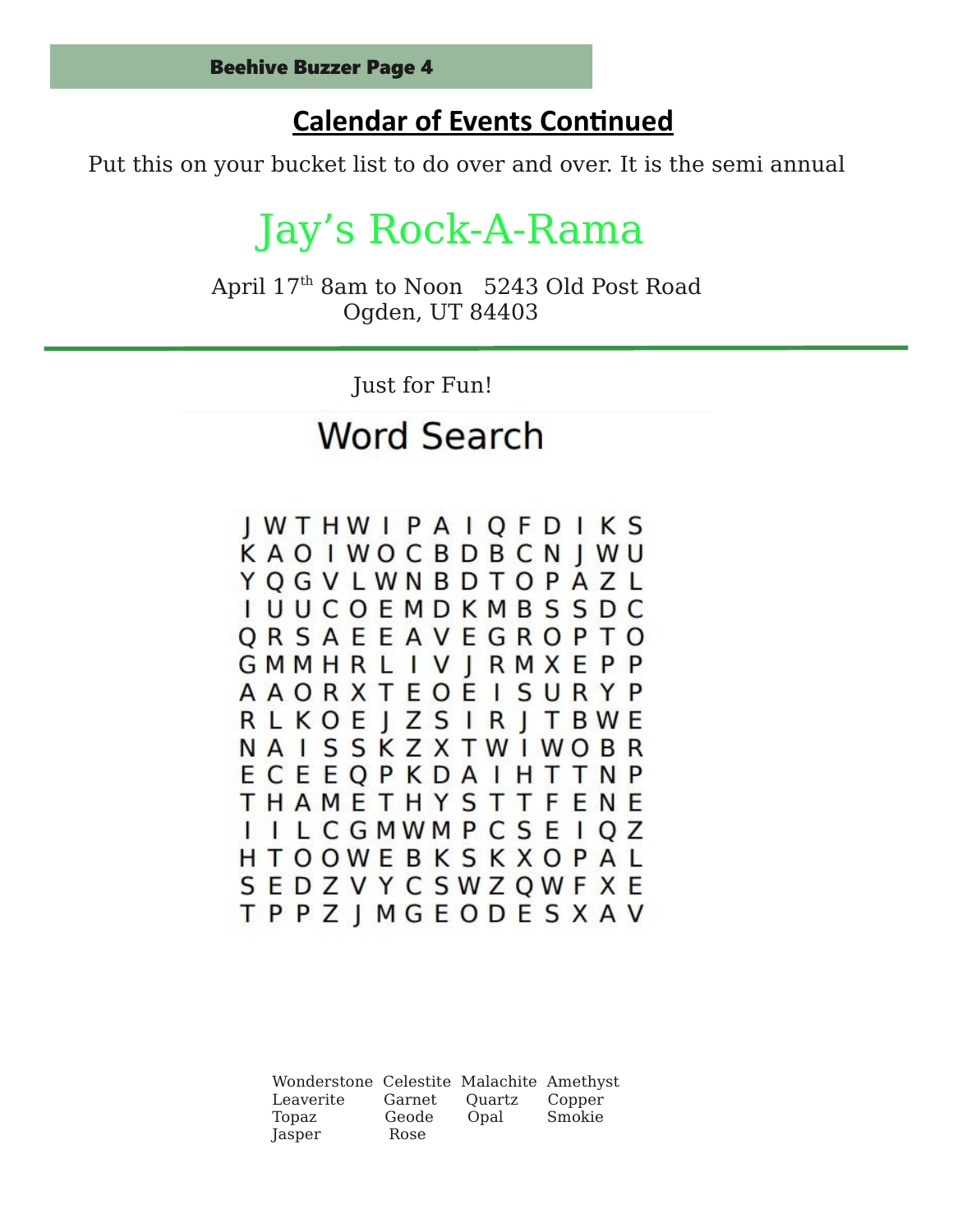## Calendar of Events Continued

Put this on your bucket list to do over and over. It is the semi annual

# Jay's Rock-A-Rama

April 17th 8am to Noon   5243 Old Post Road
Ogden, UT 84403

---

Just for Fun!

## Word Search

```
J W T H W I P A I Q F D I K S
K A O I W O C B D B C N J W U
Y Q G V L W N B D T O P A Z L
I U U C O E M D K M B S S D C
Q R S A E E A V E G R O P T O
G M M H R L I V J R M X E P P
A A O R X T E O E I S U R Y P
R L K O E J Z S I R J T B W E
N A I S S K Z X T W I W O B R
E C E E Q P K D A I H T T N P
T H A M E T H Y S T T F E N E
I I L C G M W M P C S E I Q Z
H T O O W E B K S K X O P A L
S E D Z V Y C S W Z Q W F X E
T P P Z J M G E O D E S X A V
```

| | | | |
|---|---|---|---|
| Wonderstone | Celestite | Malachite | Amethyst |
| Leaverite | Garnet | Quartz | Copper |
| Topaz | Geode | Opal | Smokie |
| Jasper | Rose | | |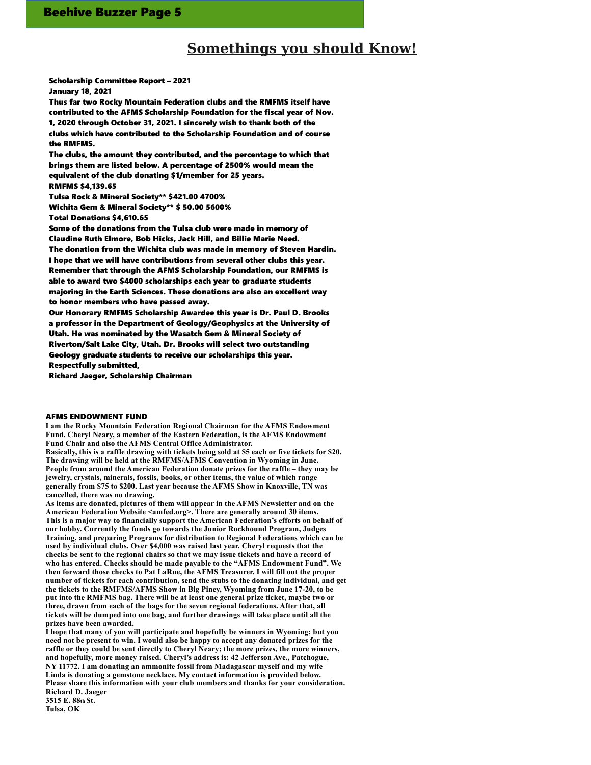# Somethings you should Know!

**Scholarship Committee Report – 2021**
**January 18, 2021**

**Thus far two Rocky Mountain Federation clubs and the RMFMS itself have contributed to the AFMS Scholarship Foundation for the fiscal year of Nov. 1, 2020 through October 31, 2021. I sincerely wish to thank both of the clubs which have contributed to the Scholarship Foundation and of course the RMFMS.**

**The clubs, the amount they contributed, and the percentage to which that brings them are listed below. A percentage of 2500% would mean the equivalent of the club donating $1/member for 25 years.**

**RMFMS $4,139.65**
**Tulsa Rock & Mineral Society** $421.00 4700%**
**Wichita Gem & Mineral Society** $ 50.00 5600%**
**Total Donations $4,610.65**

**Some of the donations from the Tulsa club were made in memory of Claudine Ruth Elmore, Bob Hicks, Jack Hill, and Billie Marie Need.**

**The donation from the Wichita club was made in memory of Steven Hardin.**

**I hope that we will have contributions from several other clubs this year. Remember that through the AFMS Scholarship Foundation, our RMFMS is able to award two $4000 scholarships each year to graduate students majoring in the Earth Sciences. These donations are also an excellent way to honor members who have passed away.**

**Our Honorary RMFMS Scholarship Awardee this year is Dr. Paul D. Brooks a professor in the Department of Geology/Geophysics at the University of Utah. He was nominated by the Wasatch Gem & Mineral Society of Riverton/Salt Lake City, Utah. Dr. Brooks will select two outstanding Geology graduate students to receive our scholarships this year.**

**Respectfully submitted,**
**Richard Jaeger, Scholarship Chairman**

## AFMS ENDOWMENT FUND

**I am the Rocky Mountain Federation Regional Chairman for the AFMS Endowment Fund. Cheryl Neary, a member of the Eastern Federation, is the AFMS Endowment Fund Chair and also the AFMS Central Office Administrator.**

**Basically, this is a raffle drawing with tickets being sold at $5 each or five tickets for $20. The drawing will be held at the RMFMS/AFMS Convention in Wyoming in June. People from around the American Federation donate prizes for the raffle – they may be jewelry, crystals, minerals, fossils, books, or other items, the value of which range generally from $75 to $200. Last year because the AFMS Show in Knoxville, TN was cancelled, there was no drawing.**

**As items are donated, pictures of them will appear in the AFMS Newsletter and on the American Federation Website <amfed.org>. There are generally around 30 items. This is a major way to financially support the American Federation's efforts on behalf of our hobby. Currently the funds go towards the Junior Rockhound Program, Judges Training, and preparing Programs for distribution to Regional Federations which can be used by individual clubs. Over $4,000 was raised last year. Cheryl requests that the checks be sent to the regional chairs so that we may issue tickets and have a record of who has entered. Checks should be made payable to the "AFMS Endowment Fund". We then forward those checks to Pat LaRue, the AFMS Treasurer. I will fill out the proper number of tickets for each contribution, send the stubs to the donating individual, and get the tickets to the RMFMS/AFMS Show in Big Piney, Wyoming from June 17-20, to be put into the RMFMS bag. There will be at least one general prize ticket, maybe two or three, drawn from each of the bags for the seven regional federations. After that, all tickets will be dumped into one bag, and further drawings will take place until all the prizes have been awarded.**

**I hope that many of you will participate and hopefully be winners in Wyoming; but you need not be present to win. I would also be happy to accept any donated prizes for the raffle or they could be sent directly to Cheryl Neary; the more prizes, the more winners, and hopefully, more money raised. Cheryl's address is: 42 Jefferson Ave., Patchogue, NY 11772. I am donating an ammonite fossil from Madagascar myself and my wife Linda is donating a gemstone necklace. My contact information is provided below. Please share this information with your club members and thanks for your consideration.**

**Richard D. Jaeger**
**3515 E. 88th St.**
**Tulsa, OK**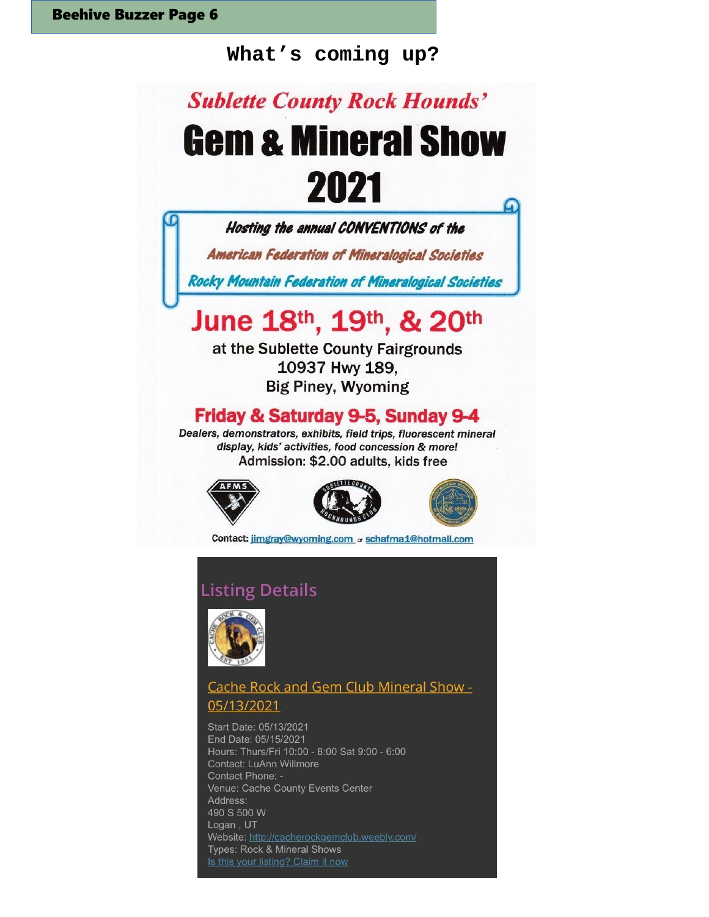## What's coming up?

### Sublette County Rock Hounds'

# Gem & Mineral Show 2021

*Hosting the annual CONVENTIONS of the*

*American Federation of Mineralogical Societies*

*Rocky Mountain Federation of Mineralogical Societies*

## June 18th, 19th, & 20th

at the Sublette County Fairgrounds
10937 Hwy 189,
Big Piney, Wyoming

### Friday & Saturday 9-5, Sunday 9-4

*Dealers, demonstrators, exhibits, field trips, fluorescent mineral display, kids' activities, food concession & more!*

Admission: $2.00 adults, kids free

**Contact:** jimgray@wyoming.com or schafma1@hotmail.com

## Listing Details

### Cache Rock and Gem Club Mineral Show - 05/13/2021

Start Date: 05/13/2021
End Date: 05/15/2021
Hours: Thurs/Fri 10:00 - 8:00 Sat 9:00 - 6:00
Contact: LuAnn Willmore
Contact Phone: -
Venue: Cache County Events Center
Address:
490 S 500 W
Logan , UT
Website: http://cacherockgemclub.weebly.com/
Types: Rock & Mineral Shows
Is this your listing? Claim it now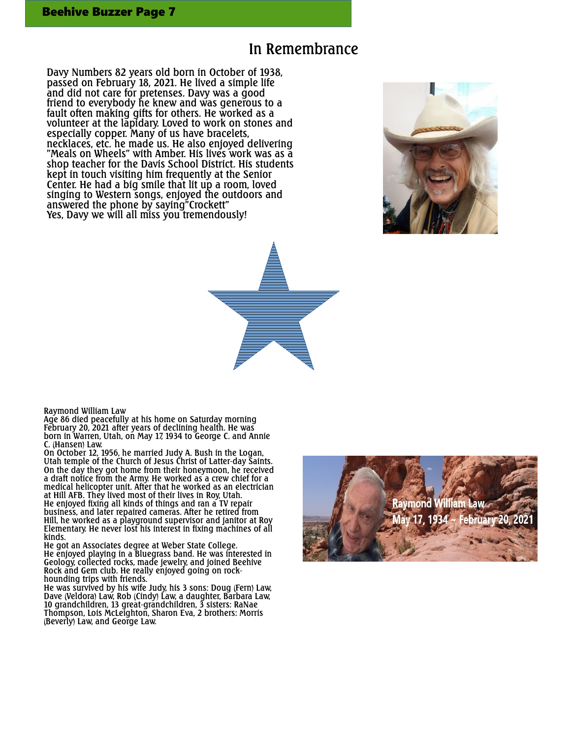# In Remembrance

Davy Numbers 82 years old born in October of 1938, passed on February 18, 2021. He lived a simple life and did not care for pretenses. Davy was a good friend to everybody he knew and was generous to a fault often making gifts for others. He worked as a volunteer at the lapidary. Loved to work on stones and especially copper. Many of us have bracelets, necklaces, etc. he made us. He also enjoyed delivering "Meals on Wheels" with Amber. His lives work was as a shop teacher for the Davis School District. His students kept in touch visiting him frequently at the Senior Center. He had a big smile that lit up a room, loved singing to Western songs, enjoyed the outdoors and answered the phone by saying"Crockett"
Yes, Davy we will all miss you tremendously!

Raymond William Law
Age 86 died peacefully at his home on Saturday morning February 20, 2021 after years of declining health. He was born in Warren, Utah, on May 17, 1934 to George C. and Annie C. (Hansen) Law.
On October 12, 1956, he married Judy A. Bush in the Logan, Utah temple of the Church of Jesus Christ of Latter-day Saints. On the day they got home from their honeymoon, he received a draft notice from the Army. He worked as a crew chief for a medical helicopter unit. After that he worked as an electrician at Hill AFB. They lived most of their lives in Roy, Utah.
He enjoyed fixing all kinds of things and ran a TV repair business, and later repaired cameras. After he retired from Hill, he worked as a playground supervisor and janitor at Roy Elementary. He never lost his interest in fixing machines of all kinds.
He got an Associates degree at Weber State College.
He enjoyed playing in a Bluegrass band. He was interested in Geology, collected rocks, made jewelry, and joined Beehive Rock and Gem club. He really enjoyed going on rock-hounding trips with friends.
He was survived by his wife Judy, his 3 sons: Doug (Fern) Law, Dave (Veldora) Law, Rob (Cindy) Law, a daughter, Barbara Law, 10 grandchildren, 13 great-grandchildren, 3 sisters: RaNae Thompson, Lois McLeighton, Sharon Eva, 2 brothers: Morris (Beverly) Law, and George Law.

Raymond William Law
May 17, 1934 ~ February 20, 2021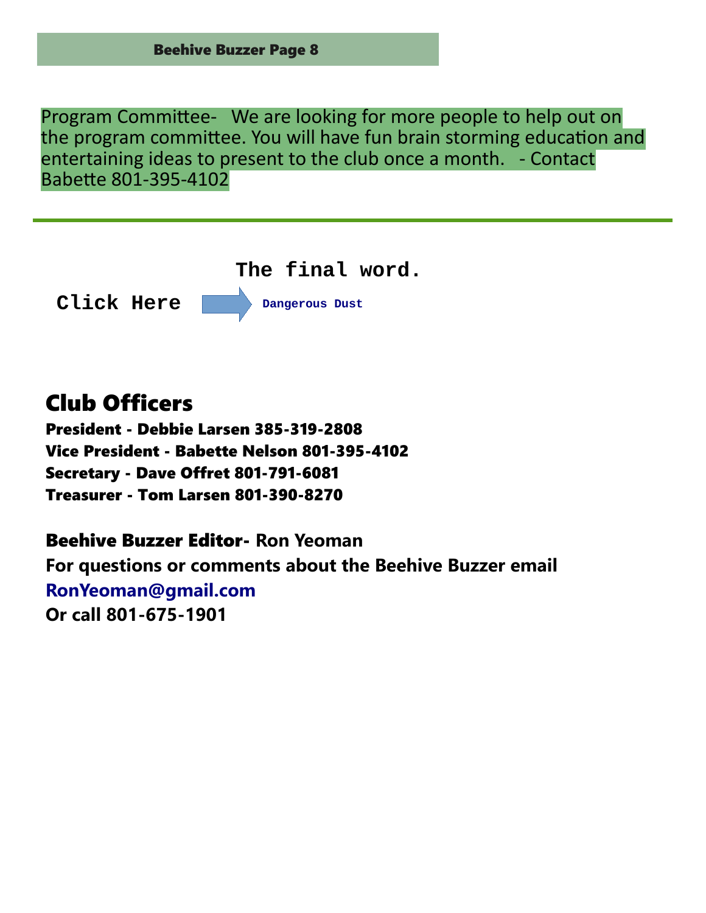Program Committee- We are looking for more people to help out on the program committee. You will have fun brain storming education and entertaining ideas to present to the club once a month. - Contact Babette 801-395-4102

---

## The final word.

**Click Here** → Dangerous Dust

## Club Officers

**President - Debbie Larsen 385-319-2808**
**Vice President - Babette Nelson 801-395-4102**
**Secretary - Dave Offret 801-791-6081**
**Treasurer - Tom Larsen 801-390-8270**

**Beehive Buzzer Editor- Ron Yeoman**
**For questions or comments about the Beehive Buzzer email**
**RonYeoman@gmail.com**
**Or call 801-675-1901**